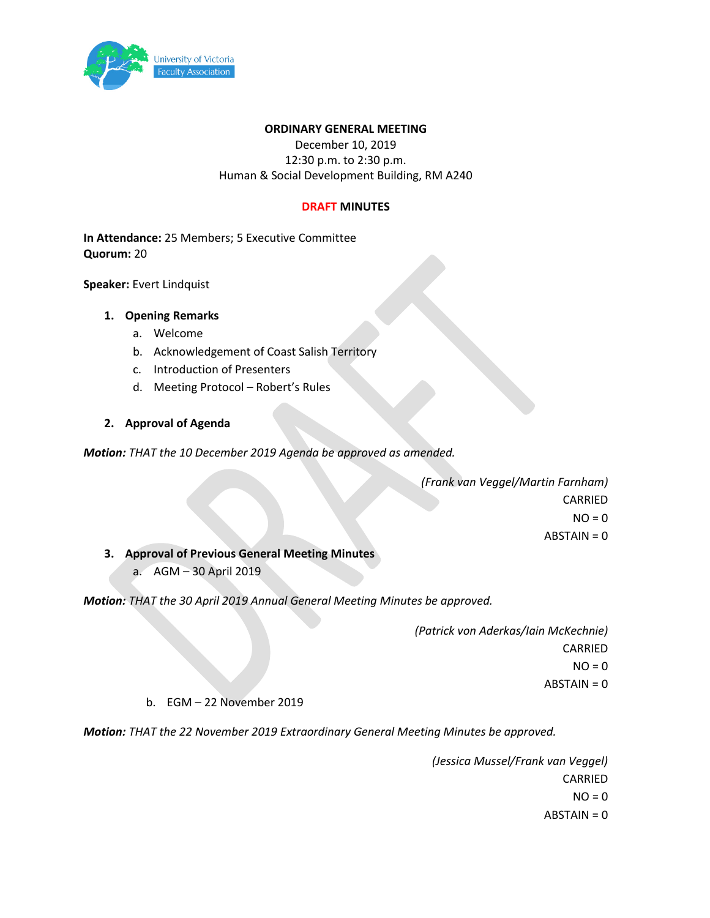University of Victoria Faculty Association

**ORDINARY GENERAL MEETING**

December 10, 2019

12:30 p.m. to 2:30 p.m.

Human & Social Development Building, RM A240

**DRAFT MINUTES**

**In Attendance:** 25 Members; 5 Executive Committee
**Quorum:** 20

**Speaker:** Evert Lindquist

1. **Opening Remarks**
   a. Welcome
   b. Acknowledgement of Coast Salish Territory
   c. Introduction of Presenters
   d. Meeting Protocol – Robert's Rules

2. **Approval of Agenda**

***Motion:*** *THAT the 10 December 2019 Agenda be approved as amended.*

*(Frank van Veggel/Martin Farnham)*
CARRIED
NO = 0
ABSTAIN = 0

3. **Approval of Previous General Meeting Minutes**
   a. AGM – 30 April 2019

***Motion:*** *THAT the 30 April 2019 Annual General Meeting Minutes be approved.*

*(Patrick von Aderkas/Iain McKechnie)*
CARRIED
NO = 0
ABSTAIN = 0

   b. EGM – 22 November 2019

***Motion:*** *THAT the 22 November 2019 Extraordinary General Meeting Minutes be approved.*

*(Jessica Mussel/Frank van Veggel)*
CARRIED
NO = 0
ABSTAIN = 0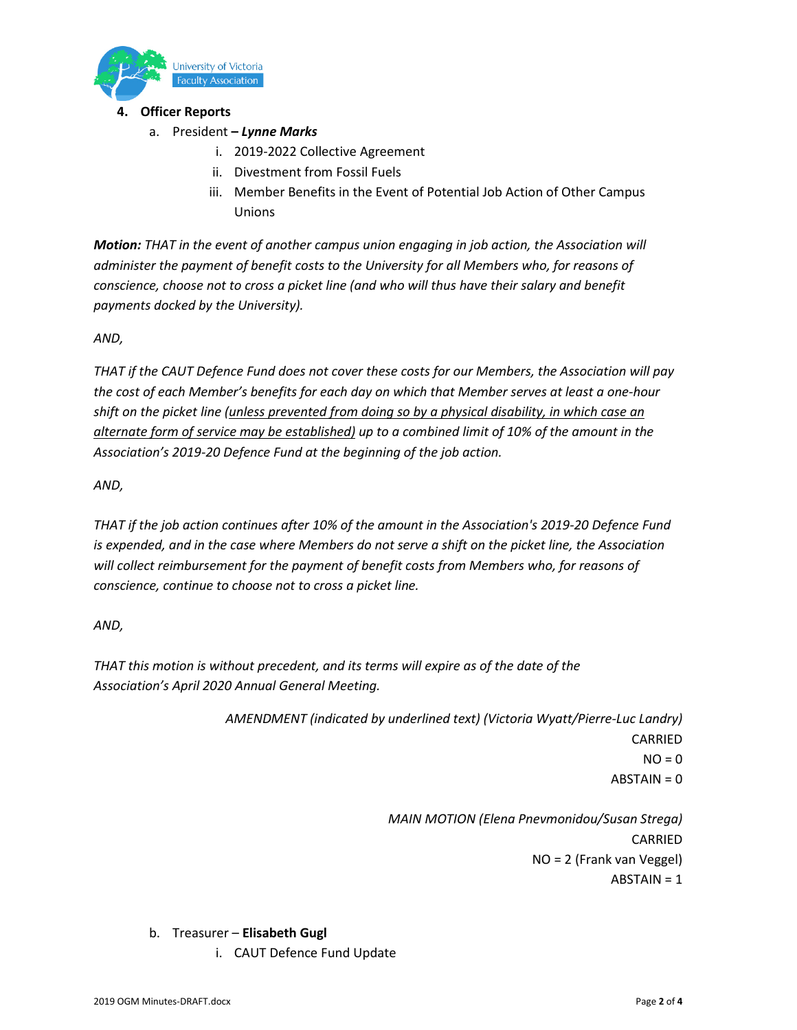4. **Officer Reports**
    a. President – ***Lynne Marks***
        i. 2019-2022 Collective Agreement
        ii. Divestment from Fossil Fuels
        iii. Member Benefits in the Event of Potential Job Action of Other Campus Unions

***Motion:*** *THAT in the event of another campus union engaging in job action, the Association will administer the payment of benefit costs to the University for all Members who, for reasons of conscience, choose not to cross a picket line (and who will thus have their salary and benefit payments docked by the University).*

*AND,*

*THAT if the CAUT Defence Fund does not cover these costs for our Members, the Association will pay the cost of each Member's benefits for each day on which that Member serves at least a one-hour shift on the picket line <u>(unless prevented from doing so by a physical disability, in which case an alternate form of service may be established)</u> up to a combined limit of 10% of the amount in the Association's 2019-20 Defence Fund at the beginning of the job action.*

*AND,*

*THAT if the job action continues after 10% of the amount in the Association's 2019-20 Defence Fund is expended, and in the case where Members do not serve a shift on the picket line, the Association will collect reimbursement for the payment of benefit costs from Members who, for reasons of conscience, continue to choose not to cross a picket line.*

*AND,*

*THAT this motion is without precedent, and its terms will expire as of the date of the Association's April 2020 Annual General Meeting.*

*AMENDMENT (indicated by underlined text) (Victoria Wyatt/Pierre-Luc Landry)*
CARRIED
NO = 0
ABSTAIN = 0

*MAIN MOTION (Elena Pnevmonidou/Susan Strega)*
CARRIED
NO = 2 (Frank van Veggel)
ABSTAIN = 1

b. Treasurer – **Elisabeth Gugl**
    i. CAUT Defence Fund Update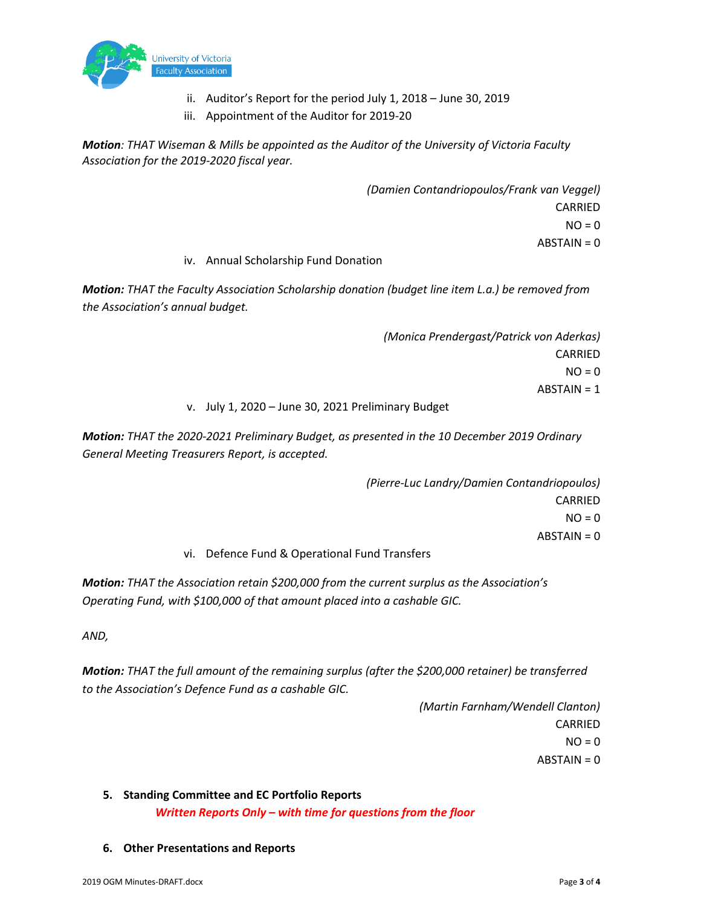ii. Auditor's Report for the period July 1, 2018 – June 30, 2019
iii. Appointment of the Auditor for 2019-20

***Motion**: THAT Wiseman & Mills be appointed as the Auditor of the University of Victoria Faculty Association for the 2019-2020 fiscal year.*

*(Damien Contandriopoulos/Frank van Veggel)*
CARRIED
NO = 0
ABSTAIN = 0

iv. Annual Scholarship Fund Donation

***Motion:** THAT the Faculty Association Scholarship donation (budget line item L.a.) be removed from the Association's annual budget.*

*(Monica Prendergast/Patrick von Aderkas)*
CARRIED
NO = 0
ABSTAIN = 1

v. July 1, 2020 – June 30, 2021 Preliminary Budget

***Motion:** THAT the 2020-2021 Preliminary Budget, as presented in the 10 December 2019 Ordinary General Meeting Treasurers Report, is accepted.*

*(Pierre-Luc Landry/Damien Contandriopoulos)*
CARRIED
NO = 0
ABSTAIN = 0

vi. Defence Fund & Operational Fund Transfers

***Motion:** THAT the Association retain $200,000 from the current surplus as the Association's Operating Fund, with $100,000 of that amount placed into a cashable GIC.*

*AND,*

***Motion:** THAT the full amount of the remaining surplus (after the $200,000 retainer) be transferred to the Association's Defence Fund as a cashable GIC.*

*(Martin Farnham/Wendell Clanton)*
CARRIED
NO = 0
ABSTAIN = 0

5. **Standing Committee and EC Portfolio Reports**

***Written Reports Only – with time for questions from the floor***

6. **Other Presentations and Reports**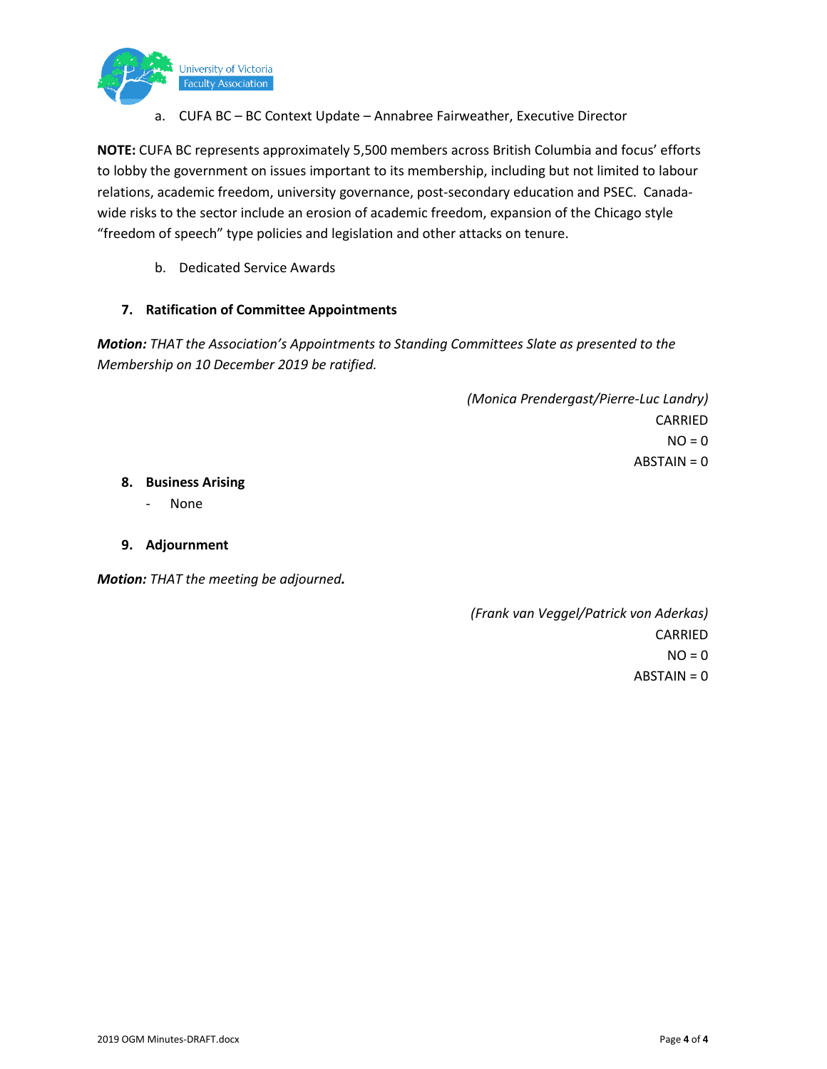a. CUFA BC – BC Context Update – Annabree Fairweather, Executive Director

**NOTE:** CUFA BC represents approximately 5,500 members across British Columbia and focus' efforts to lobby the government on issues important to its membership, including but not limited to labour relations, academic freedom, university governance, post-secondary education and PSEC. Canada-wide risks to the sector include an erosion of academic freedom, expansion of the Chicago style "freedom of speech" type policies and legislation and other attacks on tenure.

b. Dedicated Service Awards

## 7. Ratification of Committee Appointments

***Motion:*** *THAT the Association's Appointments to Standing Committees Slate as presented to the Membership on 10 December 2019 be ratified.*

*(Monica Prendergast/Pierre-Luc Landry)*
CARRIED
NO = 0
ABSTAIN = 0

## 8. Business Arising

- None

## 9. Adjournment

***Motion:*** *THAT the meeting be adjourned.*

*(Frank van Veggel/Patrick von Aderkas)*
CARRIED
NO = 0
ABSTAIN = 0